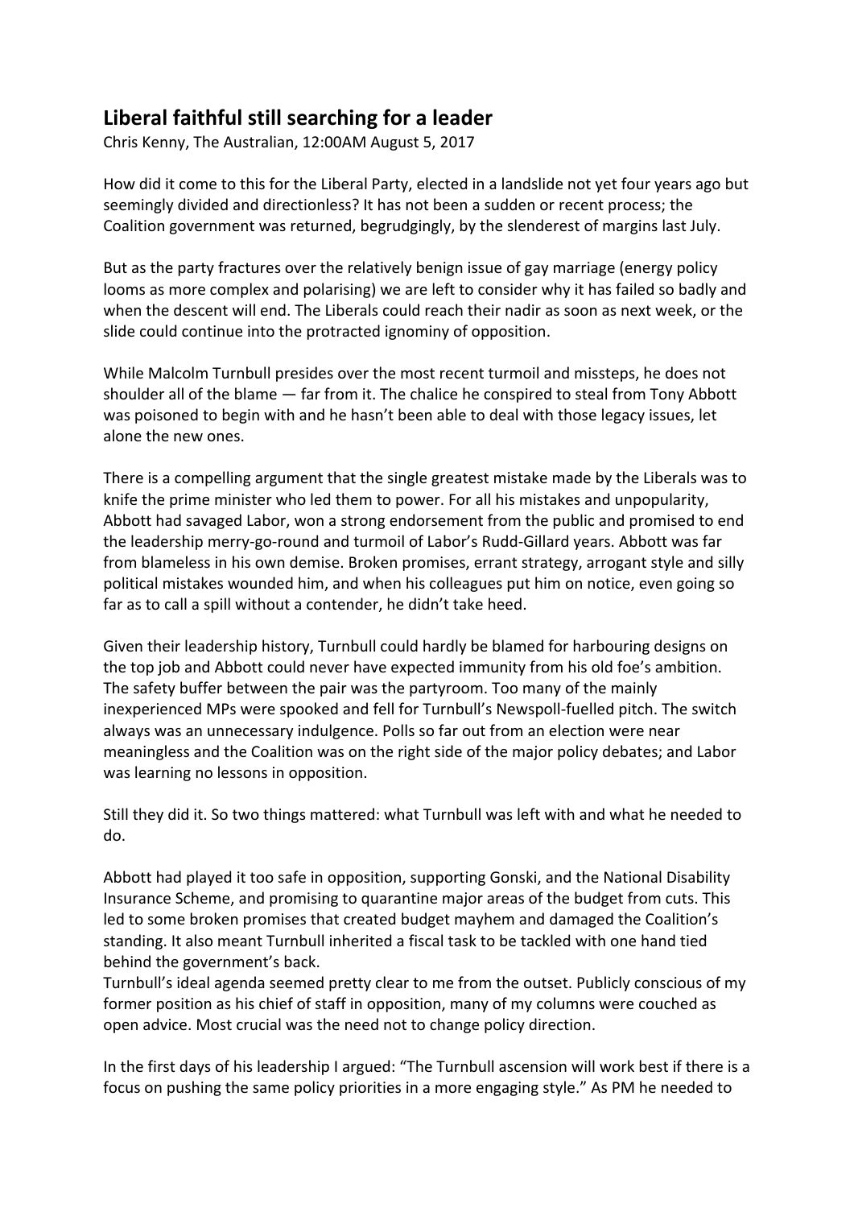# Liberal faithful still searching for a leader

Chris Kenny, The Australian, 12:00AM August 5, 2017

How did it come to this for the Liberal Party, elected in a landslide not yet four years ago but seemingly divided and directionless? It has not been a sudden or recent process; the Coalition government was returned, begrudgingly, by the slenderest of margins last July.

But as the party fractures over the relatively benign issue of gay marriage (energy policy looms as more complex and polarising) we are left to consider why it has failed so badly and when the descent will end. The Liberals could reach their nadir as soon as next week, or the slide could continue into the protracted ignominy of opposition.

While Malcolm Turnbull presides over the most recent turmoil and missteps, he does not shoulder all of the blame — far from it. The chalice he conspired to steal from Tony Abbott was poisoned to begin with and he hasn't been able to deal with those legacy issues, let alone the new ones.

There is a compelling argument that the single greatest mistake made by the Liberals was to knife the prime minister who led them to power. For all his mistakes and unpopularity, Abbott had savaged Labor, won a strong endorsement from the public and promised to end the leadership merry-go-round and turmoil of Labor's Rudd-Gillard years. Abbott was far from blameless in his own demise. Broken promises, errant strategy, arrogant style and silly political mistakes wounded him, and when his colleagues put him on notice, even going so far as to call a spill without a contender, he didn't take heed.

Given their leadership history, Turnbull could hardly be blamed for harbouring designs on the top job and Abbott could never have expected immunity from his old foe's ambition. The safety buffer between the pair was the partyroom. Too many of the mainly inexperienced MPs were spooked and fell for Turnbull's Newspoll-fuelled pitch. The switch always was an unnecessary indulgence. Polls so far out from an election were near meaningless and the Coalition was on the right side of the major policy debates; and Labor was learning no lessons in opposition.

Still they did it. So two things mattered: what Turnbull was left with and what he needed to do.

Abbott had played it too safe in opposition, supporting Gonski, and the National Disability Insurance Scheme, and promising to quarantine major areas of the budget from cuts. This led to some broken promises that created budget mayhem and damaged the Coalition's standing. It also meant Turnbull inherited a fiscal task to be tackled with one hand tied behind the government's back.

Turnbull's ideal agenda seemed pretty clear to me from the outset. Publicly conscious of my former position as his chief of staff in opposition, many of my columns were couched as open advice. Most crucial was the need not to change policy direction.

In the first days of his leadership I argued: "The Turnbull ascension will work best if there is a focus on pushing the same policy priorities in a more engaging style." As PM he needed to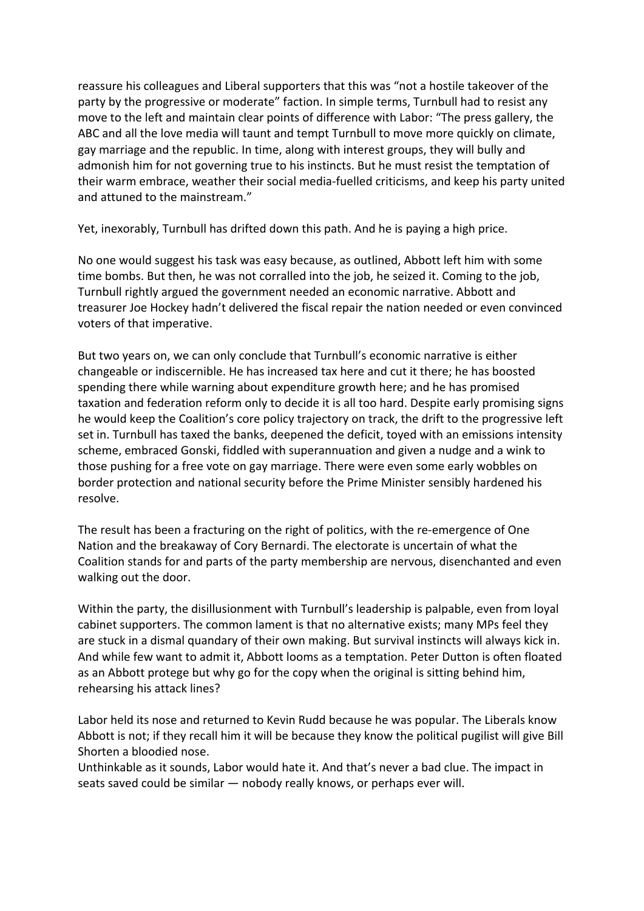reassure his colleagues and Liberal supporters that this was "not a hostile takeover of the party by the progressive or moderate" faction. In simple terms, Turnbull had to resist any move to the left and maintain clear points of difference with Labor: "The press gallery, the ABC and all the love media will taunt and tempt Turnbull to move more quickly on climate, gay marriage and the republic. In time, along with interest groups, they will bully and admonish him for not governing true to his instincts. But he must resist the temptation of their warm embrace, weather their social media-fuelled criticisms, and keep his party united and attuned to the mainstream."

Yet, inexorably, Turnbull has drifted down this path. And he is paying a high price.

No one would suggest his task was easy because, as outlined, Abbott left him with some time bombs. But then, he was not corralled into the job, he seized it. Coming to the job, Turnbull rightly argued the government needed an economic narrative. Abbott and treasurer Joe Hockey hadn't delivered the fiscal repair the nation needed or even convinced voters of that imperative.

But two years on, we can only conclude that Turnbull's economic narrative is either changeable or indiscernible. He has increased tax here and cut it there; he has boosted spending there while warning about expenditure growth here; and he has promised taxation and federation reform only to decide it is all too hard. Despite early promising signs he would keep the Coalition's core policy trajectory on track, the drift to the progressive left set in. Turnbull has taxed the banks, deepened the deficit, toyed with an emissions intensity scheme, embraced Gonski, fiddled with superannuation and given a nudge and a wink to those pushing for a free vote on gay marriage. There were even some early wobbles on border protection and national security before the Prime Minister sensibly hardened his resolve.

The result has been a fracturing on the right of politics, with the re-emergence of One Nation and the breakaway of Cory Bernardi. The electorate is uncertain of what the Coalition stands for and parts of the party membership are nervous, disenchanted and even walking out the door.

Within the party, the disillusionment with Turnbull's leadership is palpable, even from loyal cabinet supporters. The common lament is that no alternative exists; many MPs feel they are stuck in a dismal quandary of their own making. But survival instincts will always kick in. And while few want to admit it, Abbott looms as a temptation. Peter Dutton is often floated as an Abbott protege but why go for the copy when the original is sitting behind him, rehearsing his attack lines?

Labor held its nose and returned to Kevin Rudd because he was popular. The Liberals know Abbott is not; if they recall him it will be because they know the political pugilist will give Bill Shorten a bloodied nose.

Unthinkable as it sounds, Labor would hate it. And that's never a bad clue. The impact in seats saved could be similar — nobody really knows, or perhaps ever will.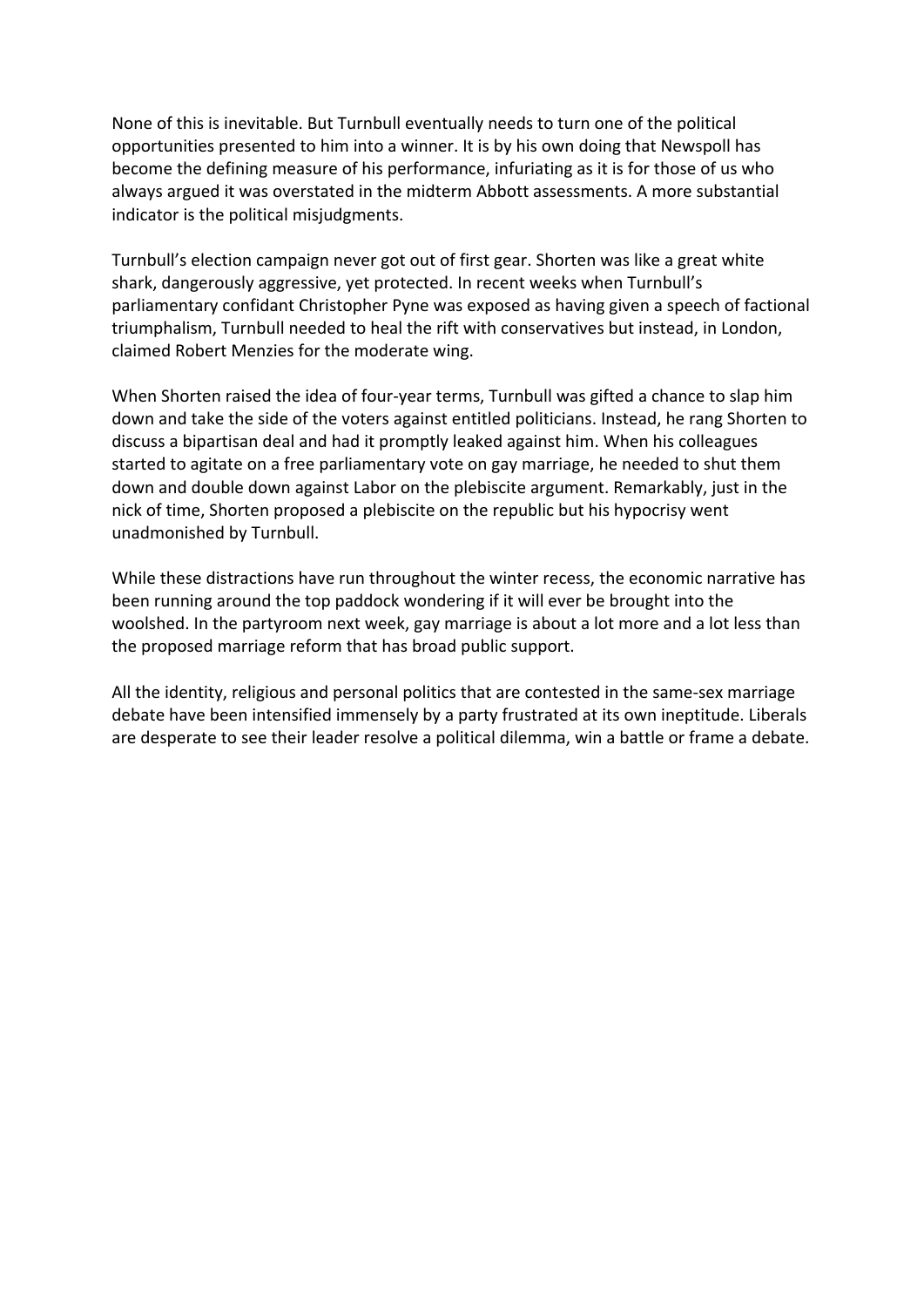None of this is inevitable. But Turnbull eventually needs to turn one of the political opportunities presented to him into a winner. It is by his own doing that Newspoll has become the defining measure of his performance, infuriating as it is for those of us who always argued it was overstated in the midterm Abbott assessments. A more substantial indicator is the political misjudgments.

Turnbull's election campaign never got out of first gear. Shorten was like a great white shark, dangerously aggressive, yet protected. In recent weeks when Turnbull's parliamentary confidant Christopher Pyne was exposed as having given a speech of factional triumphalism, Turnbull needed to heal the rift with conservatives but instead, in London, claimed Robert Menzies for the moderate wing.

When Shorten raised the idea of four-year terms, Turnbull was gifted a chance to slap him down and take the side of the voters against entitled politicians. Instead, he rang Shorten to discuss a bipartisan deal and had it promptly leaked against him. When his colleagues started to agitate on a free parliamentary vote on gay marriage, he needed to shut them down and double down against Labor on the plebiscite argument. Remarkably, just in the nick of time, Shorten proposed a plebiscite on the republic but his hypocrisy went unadmonished by Turnbull.

While these distractions have run throughout the winter recess, the economic narrative has been running around the top paddock wondering if it will ever be brought into the woolshed. In the partyroom next week, gay marriage is about a lot more and a lot less than the proposed marriage reform that has broad public support.

All the identity, religious and personal politics that are contested in the same-sex marriage debate have been intensified immensely by a party frustrated at its own ineptitude. Liberals are desperate to see their leader resolve a political dilemma, win a battle or frame a debate.